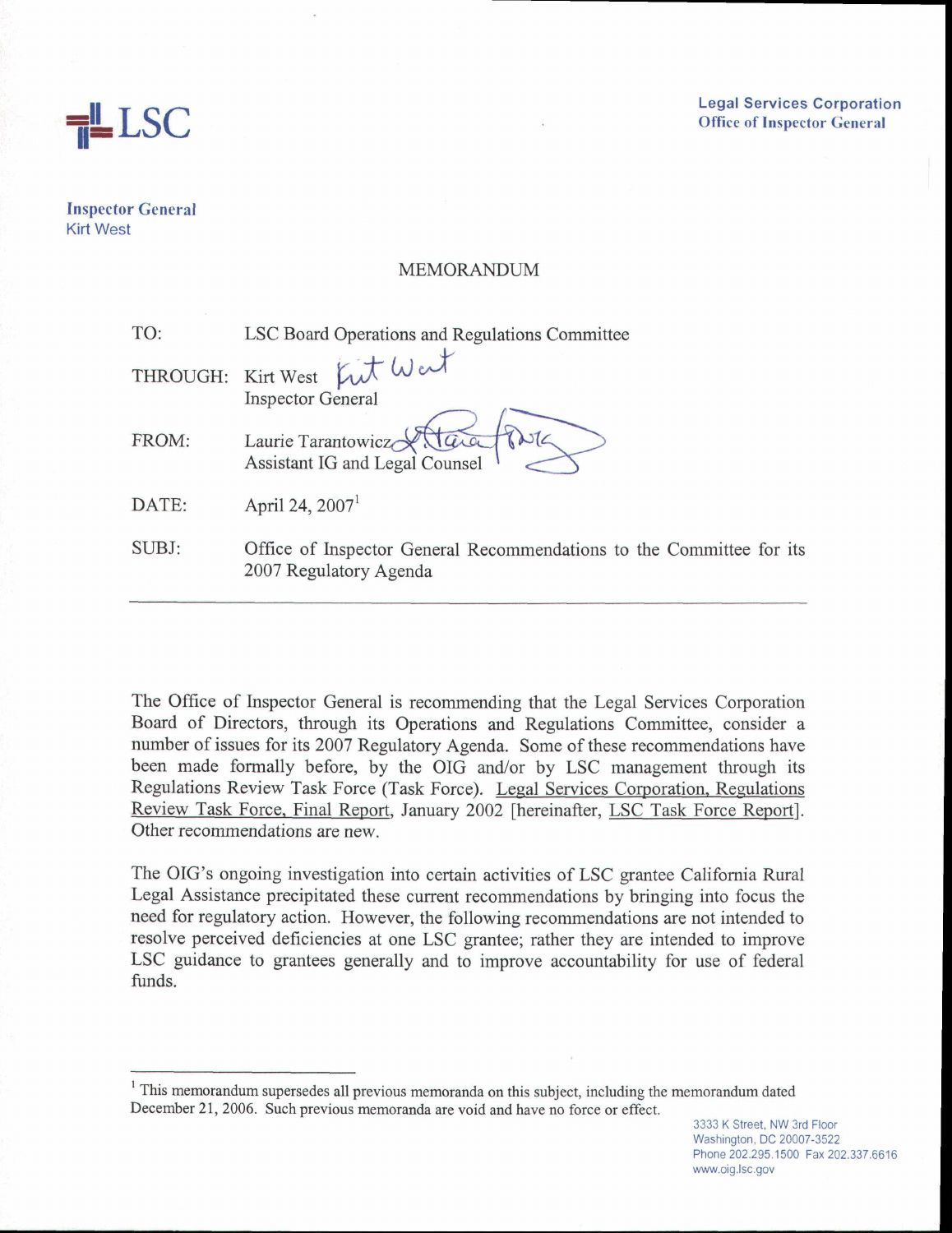LSC

**Legal Services Corporation**
**Office of Inspector General**

**Inspector General**
Kirt West

MEMORANDUM

| | |
|---|---|
| TO: | LSC Board Operations and Regulations Committee |
| THROUGH: | Kirt West<br>Inspector General |
| FROM: | Laurie Tarantowicz<br>Assistant IG and Legal Counsel |
| DATE: | April 24, 2007[1] |
| SUBJ: | Office of Inspector General Recommendations to the Committee for its 2007 Regulatory Agenda |

---

The Office of Inspector General is recommending that the Legal Services Corporation Board of Directors, through its Operations and Regulations Committee, consider a number of issues for its 2007 Regulatory Agenda. Some of these recommendations have been made formally before, by the OIG and/or by LSC management through its Regulations Review Task Force (Task Force). Legal Services Corporation, Regulations Review Task Force, Final Report, January 2002 [hereinafter, LSC Task Force Report]. Other recommendations are new.

The OIG's ongoing investigation into certain activities of LSC grantee California Rural Legal Assistance precipitated these current recommendations by bringing into focus the need for regulatory action. However, the following recommendations are not intended to resolve perceived deficiencies at one LSC grantee; rather they are intended to improve LSC guidance to grantees generally and to improve accountability for use of federal funds.

[1] This memorandum supersedes all previous memoranda on this subject, including the memorandum dated December 21, 2006. Such previous memoranda are void and have no force or effect.

3333 K Street, NW 3rd Floor
Washington, DC 20007-3522
Phone 202.295.1500 Fax 202.337.6616
www.oig.lsc.gov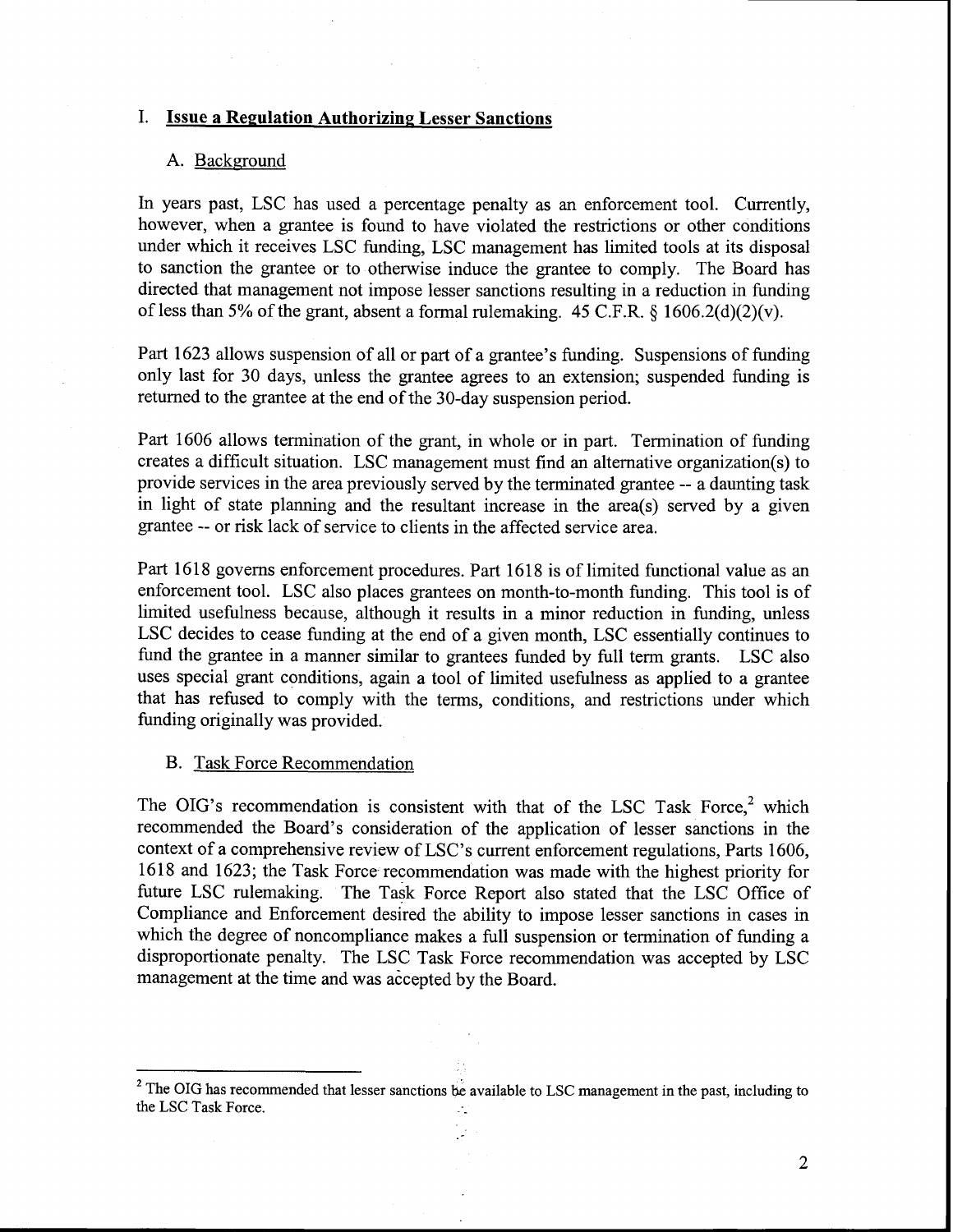## I. **Issue a Regulation Authorizing Lesser Sanctions**

### A. Background

In years past, LSC has used a percentage penalty as an enforcement tool. Currently, however, when a grantee is found to have violated the restrictions or other conditions under which it receives LSC funding, LSC management has limited tools at its disposal to sanction the grantee or to otherwise induce the grantee to comply. The Board has directed that management not impose lesser sanctions resulting in a reduction in funding of less than 5% of the grant, absent a formal rulemaking. 45 C.F.R. § 1606.2(d)(2)(v).

Part 1623 allows suspension of all or part of a grantee's funding. Suspensions of funding only last for 30 days, unless the grantee agrees to an extension; suspended funding is returned to the grantee at the end of the 30-day suspension period.

Part 1606 allows termination of the grant, in whole or in part. Termination of funding creates a difficult situation. LSC management must find an alternative organization(s) to provide services in the area previously served by the terminated grantee -- a daunting task in light of state planning and the resultant increase in the area(s) served by a given grantee -- or risk lack of service to clients in the affected service area.

Part 1618 governs enforcement procedures. Part 1618 is of limited functional value as an enforcement tool. LSC also places grantees on month-to-month funding. This tool is of limited usefulness because, although it results in a minor reduction in funding, unless LSC decides to cease funding at the end of a given month, LSC essentially continues to fund the grantee in a manner similar to grantees funded by full term grants. LSC also uses special grant conditions, again a tool of limited usefulness as applied to a grantee that has refused to comply with the terms, conditions, and restrictions under which funding originally was provided.

### B. Task Force Recommendation

The OIG's recommendation is consistent with that of the LSC Task Force,[2] which recommended the Board's consideration of the application of lesser sanctions in the context of a comprehensive review of LSC's current enforcement regulations, Parts 1606, 1618 and 1623; the Task Force recommendation was made with the highest priority for future LSC rulemaking. The Task Force Report also stated that the LSC Office of Compliance and Enforcement desired the ability to impose lesser sanctions in cases in which the degree of noncompliance makes a full suspension or termination of funding a disproportionate penalty. The LSC Task Force recommendation was accepted by LSC management at the time and was accepted by the Board.

---

[2] The OIG has recommended that lesser sanctions be available to LSC management in the past, including to the LSC Task Force.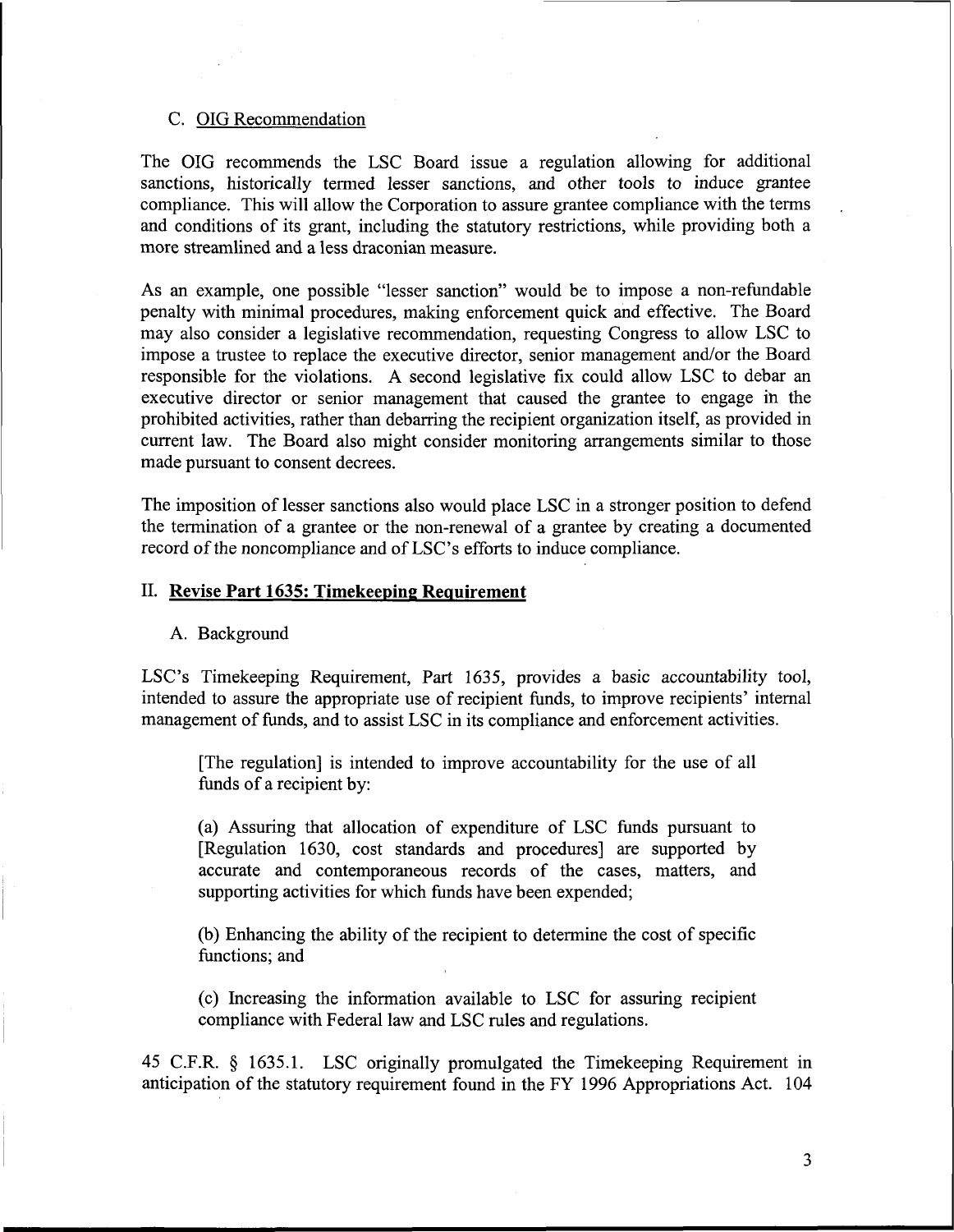### C. OIG Recommendation

The OIG recommends the LSC Board issue a regulation allowing for additional sanctions, historically termed lesser sanctions, and other tools to induce grantee compliance. This will allow the Corporation to assure grantee compliance with the terms and conditions of its grant, including the statutory restrictions, while providing both a more streamlined and a less draconian measure.

As an example, one possible "lesser sanction" would be to impose a non-refundable penalty with minimal procedures, making enforcement quick and effective. The Board may also consider a legislative recommendation, requesting Congress to allow LSC to impose a trustee to replace the executive director, senior management and/or the Board responsible for the violations. A second legislative fix could allow LSC to debar an executive director or senior management that caused the grantee to engage in the prohibited activities, rather than debarring the recipient organization itself, as provided in current law. The Board also might consider monitoring arrangements similar to those made pursuant to consent decrees.

The imposition of lesser sanctions also would place LSC in a stronger position to defend the termination of a grantee or the non-renewal of a grantee by creating a documented record of the noncompliance and of LSC's efforts to induce compliance.

## II. Revise Part 1635: Timekeeping Requirement

### A. Background

LSC's Timekeeping Requirement, Part 1635, provides a basic accountability tool, intended to assure the appropriate use of recipient funds, to improve recipients' internal management of funds, and to assist LSC in its compliance and enforcement activities.

> [The regulation] is intended to improve accountability for the use of all funds of a recipient by:
>
> (a) Assuring that allocation of expenditure of LSC funds pursuant to [Regulation 1630, cost standards and procedures] are supported by accurate and contemporaneous records of the cases, matters, and supporting activities for which funds have been expended;
>
> (b) Enhancing the ability of the recipient to determine the cost of specific functions; and
>
> (c) Increasing the information available to LSC for assuring recipient compliance with Federal law and LSC rules and regulations.

45 C.F.R. § 1635.1. LSC originally promulgated the Timekeeping Requirement in anticipation of the statutory requirement found in the FY 1996 Appropriations Act. 104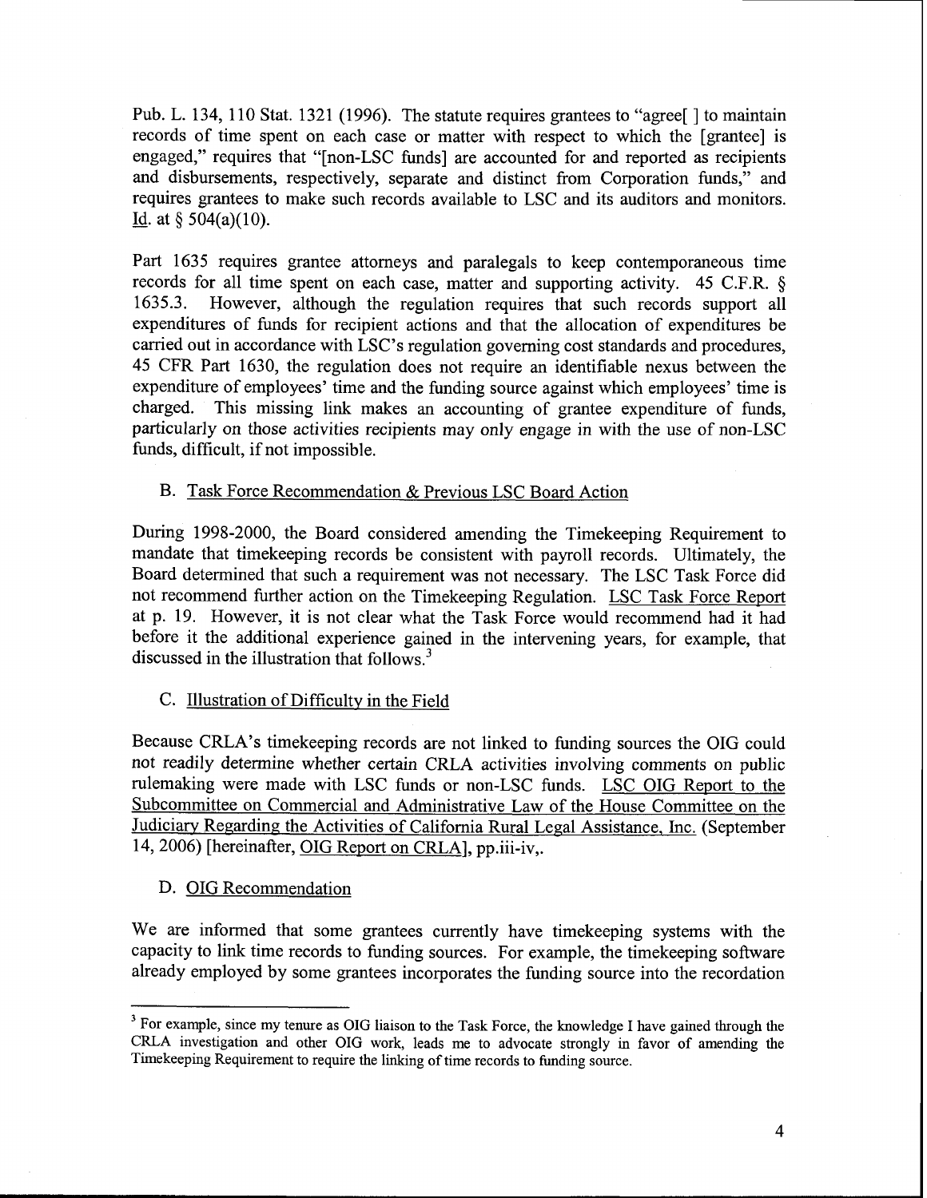Pub. L. 134, 110 Stat. 1321 (1996). The statute requires grantees to "agree[ ] to maintain records of time spent on each case or matter with respect to which the [grantee] is engaged," requires that "[non-LSC funds] are accounted for and reported as recipients and disbursements, respectively, separate and distinct from Corporation funds," and requires grantees to make such records available to LSC and its auditors and monitors. Id. at § 504(a)(10).

Part 1635 requires grantee attorneys and paralegals to keep contemporaneous time records for all time spent on each case, matter and supporting activity. 45 C.F.R. § 1635.3. However, although the regulation requires that such records support all expenditures of funds for recipient actions and that the allocation of expenditures be carried out in accordance with LSC's regulation governing cost standards and procedures, 45 CFR Part 1630, the regulation does not require an identifiable nexus between the expenditure of employees' time and the funding source against which employees' time is charged. This missing link makes an accounting of grantee expenditure of funds, particularly on those activities recipients may only engage in with the use of non-LSC funds, difficult, if not impossible.

### B. Task Force Recommendation & Previous LSC Board Action

During 1998-2000, the Board considered amending the Timekeeping Requirement to mandate that timekeeping records be consistent with payroll records. Ultimately, the Board determined that such a requirement was not necessary. The LSC Task Force did not recommend further action on the Timekeeping Regulation. LSC Task Force Report at p. 19. However, it is not clear what the Task Force would recommend had it had before it the additional experience gained in the intervening years, for example, that discussed in the illustration that follows.[3]

### C. Illustration of Difficulty in the Field

Because CRLA's timekeeping records are not linked to funding sources the OIG could not readily determine whether certain CRLA activities involving comments on public rulemaking were made with LSC funds or non-LSC funds. LSC OIG Report to the Subcommittee on Commercial and Administrative Law of the House Committee on the Judiciary Regarding the Activities of California Rural Legal Assistance, Inc. (September 14, 2006) [hereinafter, OIG Report on CRLA], pp.iii-iv,.

### D. OIG Recommendation

We are informed that some grantees currently have timekeeping systems with the capacity to link time records to funding sources. For example, the timekeeping software already employed by some grantees incorporates the funding source into the recordation

---

[3] For example, since my tenure as OIG liaison to the Task Force, the knowledge I have gained through the CRLA investigation and other OIG work, leads me to advocate strongly in favor of amending the Timekeeping Requirement to require the linking of time records to funding source.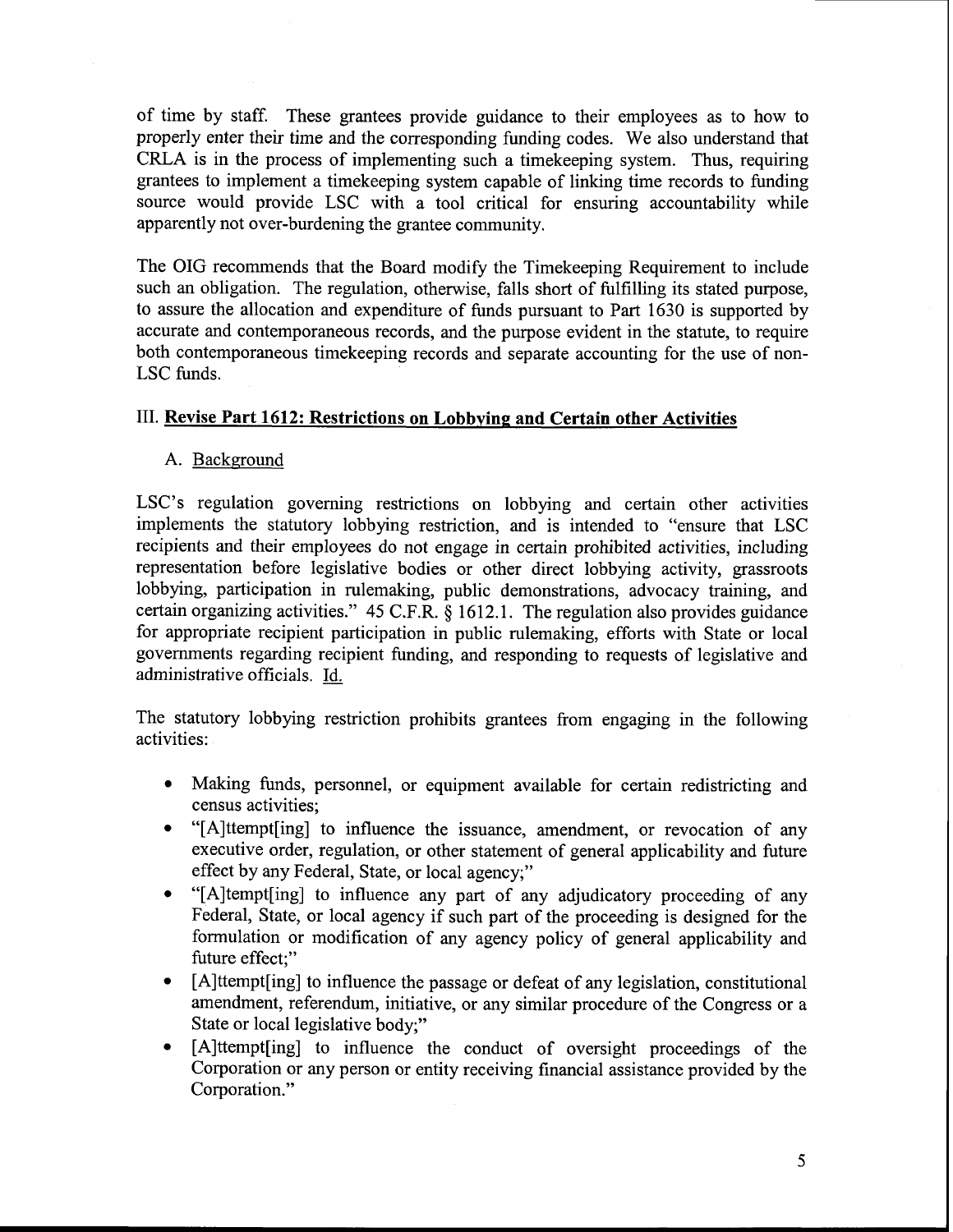of time by staff. These grantees provide guidance to their employees as to how to properly enter their time and the corresponding funding codes. We also understand that CRLA is in the process of implementing such a timekeeping system. Thus, requiring grantees to implement a timekeeping system capable of linking time records to funding source would provide LSC with a tool critical for ensuring accountability while apparently not over-burdening the grantee community.

The OIG recommends that the Board modify the Timekeeping Requirement to include such an obligation. The regulation, otherwise, falls short of fulfilling its stated purpose, to assure the allocation and expenditure of funds pursuant to Part 1630 is supported by accurate and contemporaneous records, and the purpose evident in the statute, to require both contemporaneous timekeeping records and separate accounting for the use of non-LSC funds.

## III. <u>Revise Part 1612: Restrictions on Lobbying and Certain other Activities</u>

### A. <u>Background</u>

LSC's regulation governing restrictions on lobbying and certain other activities implements the statutory lobbying restriction, and is intended to "ensure that LSC recipients and their employees do not engage in certain prohibited activities, including representation before legislative bodies or other direct lobbying activity, grassroots lobbying, participation in rulemaking, public demonstrations, advocacy training, and certain organizing activities." 45 C.F.R. § 1612.1. The regulation also provides guidance for appropriate recipient participation in public rulemaking, efforts with State or local governments regarding recipient funding, and responding to requests of legislative and administrative officials. Id.

The statutory lobbying restriction prohibits grantees from engaging in the following activities:

- Making funds, personnel, or equipment available for certain redistricting and census activities;
- "[A]ttempt[ing] to influence the issuance, amendment, or revocation of any executive order, regulation, or other statement of general applicability and future effect by any Federal, State, or local agency;"
- "[A]ttempt[ing] to influence any part of any adjudicatory proceeding of any Federal, State, or local agency if such part of the proceeding is designed for the formulation or modification of any agency policy of general applicability and future effect;"
- [A]ttempt[ing] to influence the passage or defeat of any legislation, constitutional amendment, referendum, initiative, or any similar procedure of the Congress or a State or local legislative body;"
- [A]ttempt[ing] to influence the conduct of oversight proceedings of the Corporation or any person or entity receiving financial assistance provided by the Corporation."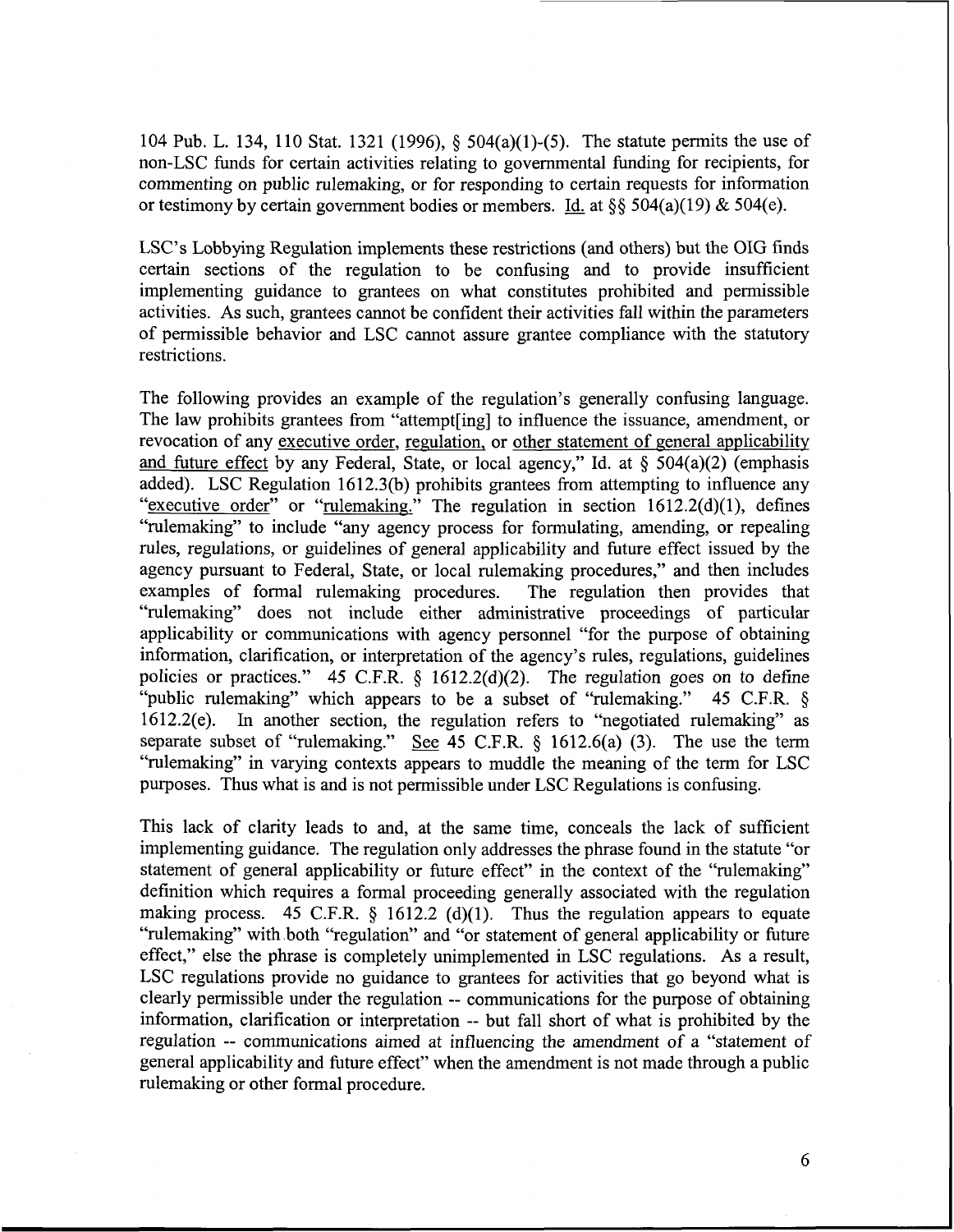104 Pub. L. 134, 110 Stat. 1321 (1996), § 504(a)(1)-(5). The statute permits the use of non-LSC funds for certain activities relating to governmental funding for recipients, for commenting on public rulemaking, or for responding to certain requests for information or testimony by certain government bodies or members. Id. at §§ 504(a)(19) & 504(e).

LSC's Lobbying Regulation implements these restrictions (and others) but the OIG finds certain sections of the regulation to be confusing and to provide insufficient implementing guidance to grantees on what constitutes prohibited and permissible activities. As such, grantees cannot be confident their activities fall within the parameters of permissible behavior and LSC cannot assure grantee compliance with the statutory restrictions.

The following provides an example of the regulation's generally confusing language. The law prohibits grantees from "attempt[ing] to influence the issuance, amendment, or revocation of any executive order, regulation, or other statement of general applicability and future effect by any Federal, State, or local agency," Id. at § 504(a)(2) (emphasis added). LSC Regulation 1612.3(b) prohibits grantees from attempting to influence any "executive order" or "rulemaking." The regulation in section 1612.2(d)(1), defines "rulemaking" to include "any agency process for formulating, amending, or repealing rules, regulations, or guidelines of general applicability and future effect issued by the agency pursuant to Federal, State, or local rulemaking procedures," and then includes examples of formal rulemaking procedures. The regulation then provides that "rulemaking" does not include either administrative proceedings of particular applicability or communications with agency personnel "for the purpose of obtaining information, clarification, or interpretation of the agency's rules, regulations, guidelines policies or practices." 45 C.F.R. § 1612.2(d)(2). The regulation goes on to define "public rulemaking" which appears to be a subset of "rulemaking." 45 C.F.R. § 1612.2(e). In another section, the regulation refers to "negotiated rulemaking" as separate subset of "rulemaking." See 45 C.F.R. § 1612.6(a) (3). The use the term "rulemaking" in varying contexts appears to muddle the meaning of the term for LSC purposes. Thus what is and is not permissible under LSC Regulations is confusing.

This lack of clarity leads to and, at the same time, conceals the lack of sufficient implementing guidance. The regulation only addresses the phrase found in the statute "or statement of general applicability or future effect" in the context of the "rulemaking" definition which requires a formal proceeding generally associated with the regulation making process. 45 C.F.R. § 1612.2 (d)(1). Thus the regulation appears to equate "rulemaking" with both "regulation" and "or statement of general applicability or future effect," else the phrase is completely unimplemented in LSC regulations. As a result, LSC regulations provide no guidance to grantees for activities that go beyond what is clearly permissible under the regulation -- communications for the purpose of obtaining information, clarification or interpretation -- but fall short of what is prohibited by the regulation -- communications aimed at influencing the amendment of a "statement of general applicability and future effect" when the amendment is not made through a public rulemaking or other formal procedure.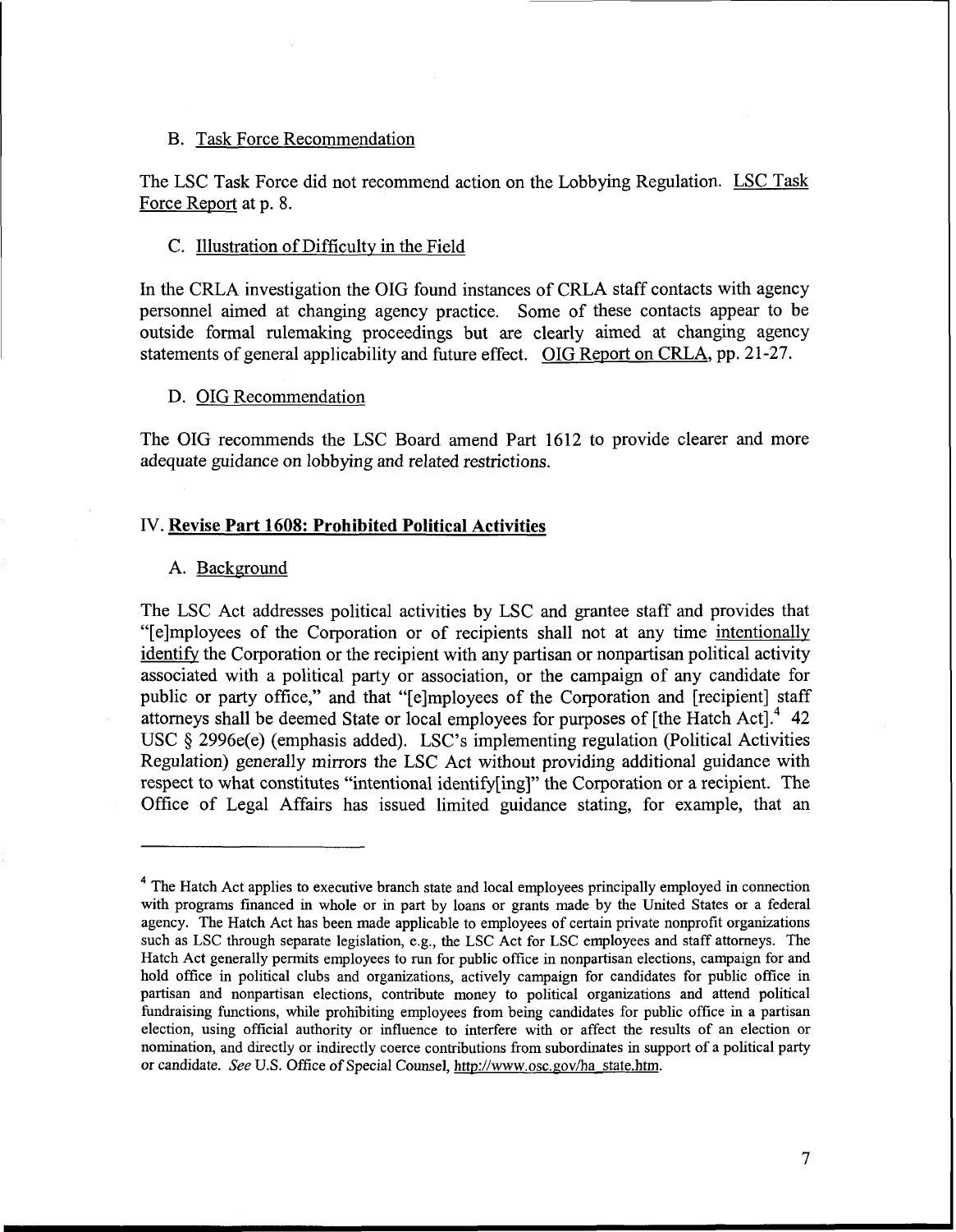### B. Task Force Recommendation

The LSC Task Force did not recommend action on the Lobbying Regulation. LSC Task Force Report at p. 8.

### C. Illustration of Difficulty in the Field

In the CRLA investigation the OIG found instances of CRLA staff contacts with agency personnel aimed at changing agency practice. Some of these contacts appear to be outside formal rulemaking proceedings but are clearly aimed at changing agency statements of general applicability and future effect. OIG Report on CRLA, pp. 21-27.

### D. OIG Recommendation

The OIG recommends the LSC Board amend Part 1612 to provide clearer and more adequate guidance on lobbying and related restrictions.

## IV. Revise Part 1608: Prohibited Political Activities

### A. Background

The LSC Act addresses political activities by LSC and grantee staff and provides that "[e]mployees of the Corporation or of recipients shall not at any time intentionally identify the Corporation or the recipient with any partisan or nonpartisan political activity associated with a political party or association, or the campaign of any candidate for public or party office," and that "[e]mployees of the Corporation and [recipient] staff attorneys shall be deemed State or local employees for purposes of [the Hatch Act].[4] 42 USC § 2996e(e) (emphasis added). LSC's implementing regulation (Political Activities Regulation) generally mirrors the LSC Act without providing additional guidance with respect to what constitutes "intentional identify[ing]" the Corporation or a recipient. The Office of Legal Affairs has issued limited guidance stating, for example, that an

---

[4] The Hatch Act applies to executive branch state and local employees principally employed in connection with programs financed in whole or in part by loans or grants made by the United States or a federal agency. The Hatch Act has been made applicable to employees of certain private nonprofit organizations such as LSC through separate legislation, e.g., the LSC Act for LSC employees and staff attorneys. The Hatch Act generally permits employees to run for public office in nonpartisan elections, campaign for and hold office in political clubs and organizations, actively campaign for candidates for public office in partisan and nonpartisan elections, contribute money to political organizations and attend political fundraising functions, while prohibiting employees from being candidates for public office in a partisan election, using official authority or influence to interfere with or affect the results of an election or nomination, and directly or indirectly coerce contributions from subordinates in support of a political party or candidate. *See* U.S. Office of Special Counsel, http://www.osc.gov/ha_state.htm.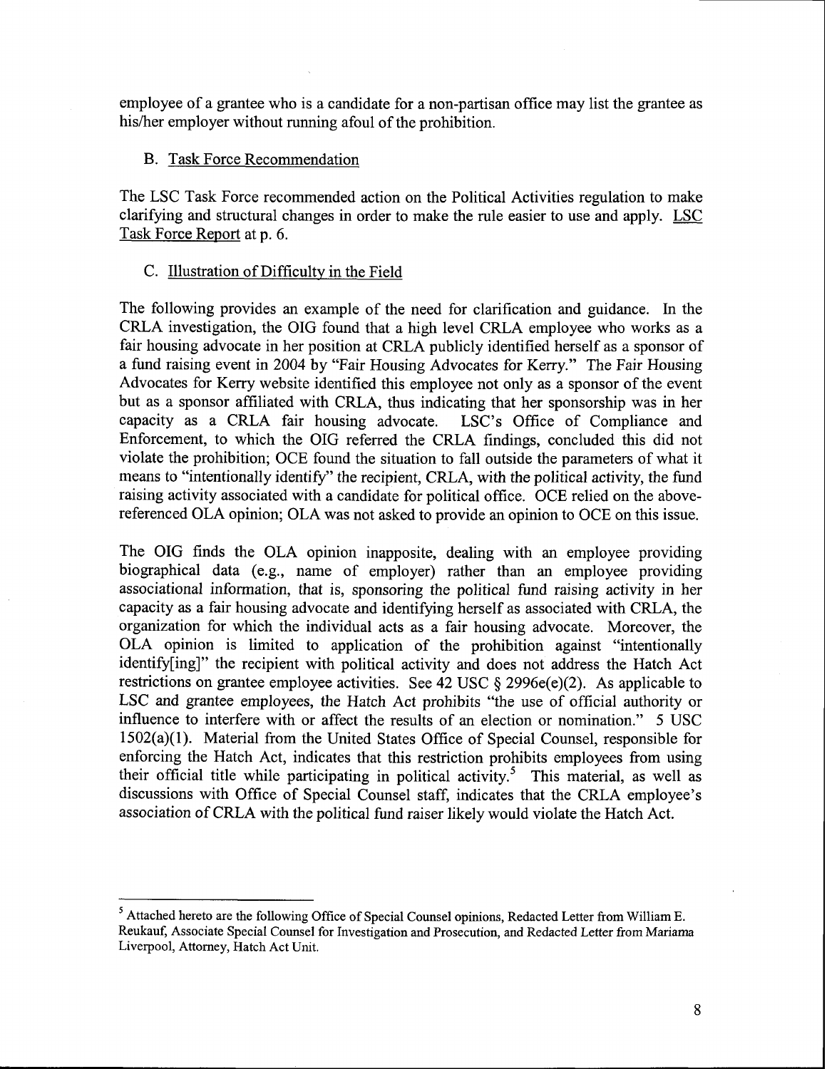employee of a grantee who is a candidate for a non-partisan office may list the grantee as his/her employer without running afoul of the prohibition.

### B. Task Force Recommendation

The LSC Task Force recommended action on the Political Activities regulation to make clarifying and structural changes in order to make the rule easier to use and apply. LSC Task Force Report at p. 6.

### C. Illustration of Difficulty in the Field

The following provides an example of the need for clarification and guidance. In the CRLA investigation, the OIG found that a high level CRLA employee who works as a fair housing advocate in her position at CRLA publicly identified herself as a sponsor of a fund raising event in 2004 by "Fair Housing Advocates for Kerry." The Fair Housing Advocates for Kerry website identified this employee not only as a sponsor of the event but as a sponsor affiliated with CRLA, thus indicating that her sponsorship was in her capacity as a CRLA fair housing advocate. LSC's Office of Compliance and Enforcement, to which the OIG referred the CRLA findings, concluded this did not violate the prohibition; OCE found the situation to fall outside the parameters of what it means to "intentionally identify" the recipient, CRLA, with the political activity, the fund raising activity associated with a candidate for political office. OCE relied on the above-referenced OLA opinion; OLA was not asked to provide an opinion to OCE on this issue.

The OIG finds the OLA opinion inapposite, dealing with an employee providing biographical data (e.g., name of employer) rather than an employee providing associational information, that is, sponsoring the political fund raising activity in her capacity as a fair housing advocate and identifying herself as associated with CRLA, the organization for which the individual acts as a fair housing advocate. Moreover, the OLA opinion is limited to application of the prohibition against "intentionally identify[ing]" the recipient with political activity and does not address the Hatch Act restrictions on grantee employee activities. See 42 USC § 2996e(e)(2). As applicable to LSC and grantee employees, the Hatch Act prohibits "the use of official authority or influence to interfere with or affect the results of an election or nomination." 5 USC 1502(a)(1). Material from the United States Office of Special Counsel, responsible for enforcing the Hatch Act, indicates that this restriction prohibits employees from using their official title while participating in political activity.[5] This material, as well as discussions with Office of Special Counsel staff, indicates that the CRLA employee's association of CRLA with the political fund raiser likely would violate the Hatch Act.

---

[5] Attached hereto are the following Office of Special Counsel opinions, Redacted Letter from William E. Reukauf, Associate Special Counsel for Investigation and Prosecution, and Redacted Letter from Mariama Liverpool, Attorney, Hatch Act Unit.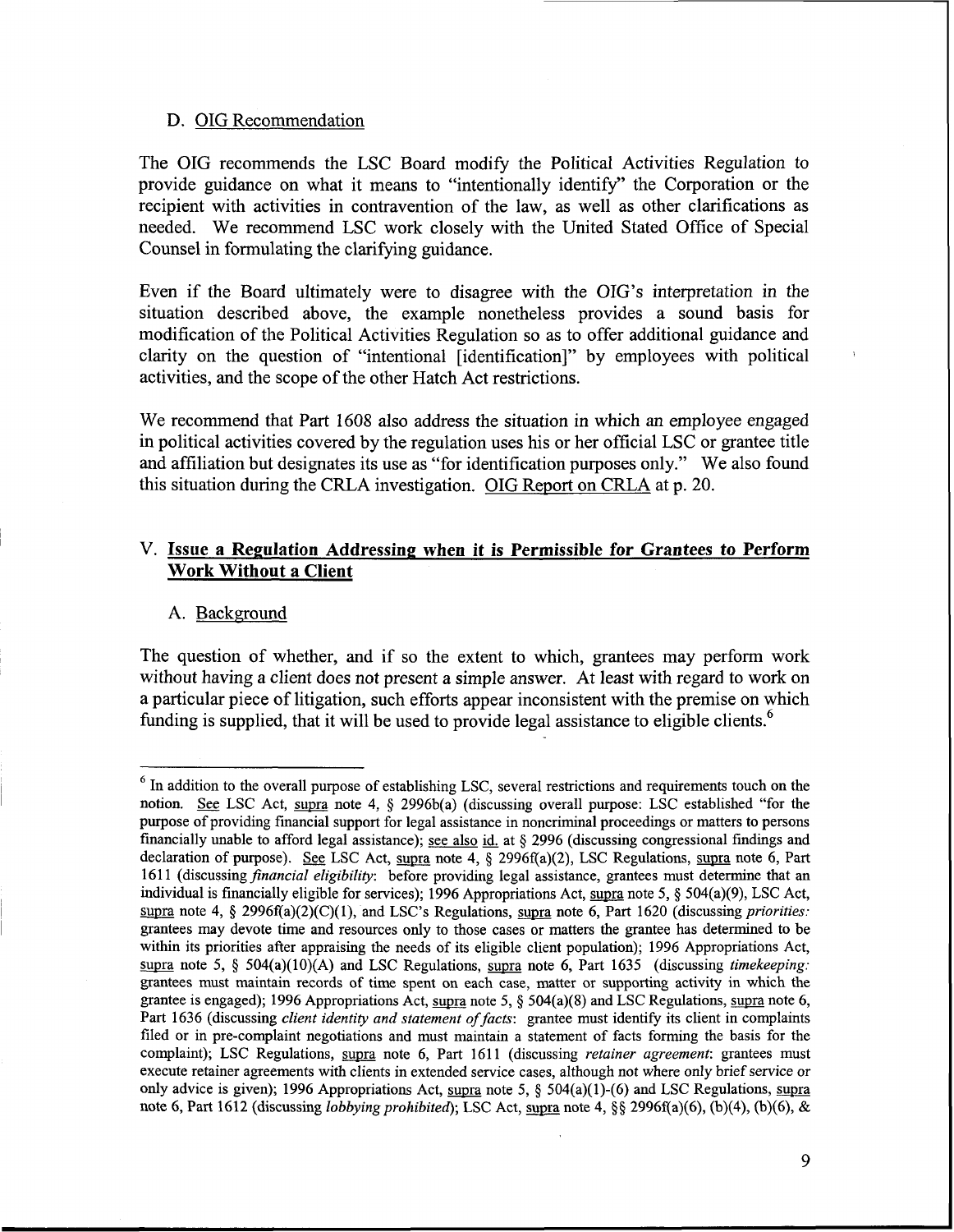### D. OIG Recommendation

The OIG recommends the LSC Board modify the Political Activities Regulation to provide guidance on what it means to "intentionally identify" the Corporation or the recipient with activities in contravention of the law, as well as other clarifications as needed. We recommend LSC work closely with the United Stated Office of Special Counsel in formulating the clarifying guidance.

Even if the Board ultimately were to disagree with the OIG's interpretation in the situation described above, the example nonetheless provides a sound basis for modification of the Political Activities Regulation so as to offer additional guidance and clarity on the question of "intentional [identification]" by employees with political activities, and the scope of the other Hatch Act restrictions.

We recommend that Part 1608 also address the situation in which an employee engaged in political activities covered by the regulation uses his or her official LSC or grantee title and affiliation but designates its use as "for identification purposes only." We also found this situation during the CRLA investigation. OIG Report on CRLA at p. 20.

## V. Issue a Regulation Addressing when it is Permissible for Grantees to Perform Work Without a Client

### A. Background

The question of whether, and if so the extent to which, grantees may perform work without having a client does not present a simple answer. At least with regard to work on a particular piece of litigation, such efforts appear inconsistent with the premise on which funding is supplied, that it will be used to provide legal assistance to eligible clients.[6]

---

[6] In addition to the overall purpose of establishing LSC, several restrictions and requirements touch on the notion. See LSC Act, supra note 4, § 2996b(a) (discussing overall purpose: LSC established "for the purpose of providing financial support for legal assistance in noncriminal proceedings or matters to persons financially unable to afford legal assistance); see also id. at § 2996 (discussing congressional findings and declaration of purpose). See LSC Act, supra note 4, § 2996f(a)(2), LSC Regulations, supra note 6, Part 1611 (discussing *financial eligibility*: before providing legal assistance, grantees must determine that an individual is financially eligible for services); 1996 Appropriations Act, supra note 5, § 504(a)(9), LSC Act, supra note 4, § 2996f(a)(2)(C)(1), and LSC's Regulations, supra note 6, Part 1620 (discussing *priorities:* grantees may devote time and resources only to those cases or matters the grantee has determined to be within its priorities after appraising the needs of its eligible client population); 1996 Appropriations Act, supra note 5, § 504(a)(10)(A) and LSC Regulations, supra note 6, Part 1635 (discussing *timekeeping:* grantees must maintain records of time spent on each case, matter or supporting activity in which the grantee is engaged); 1996 Appropriations Act, supra note 5, § 504(a)(8) and LSC Regulations, supra note 6, Part 1636 (discussing *client identity and statement of facts*: grantee must identify its client in complaints filed or in pre-complaint negotiations and must maintain a statement of facts forming the basis for the complaint); LSC Regulations, supra note 6, Part 1611 (discussing *retainer agreement*: grantees must execute retainer agreements with clients in extended service cases, although not where only brief service or only advice is given); 1996 Appropriations Act, supra note 5, § 504(a)(1)-(6) and LSC Regulations, supra note 6, Part 1612 (discussing *lobbying prohibited*); LSC Act, supra note 4, §§ 2996f(a)(6), (b)(4), (b)(6), &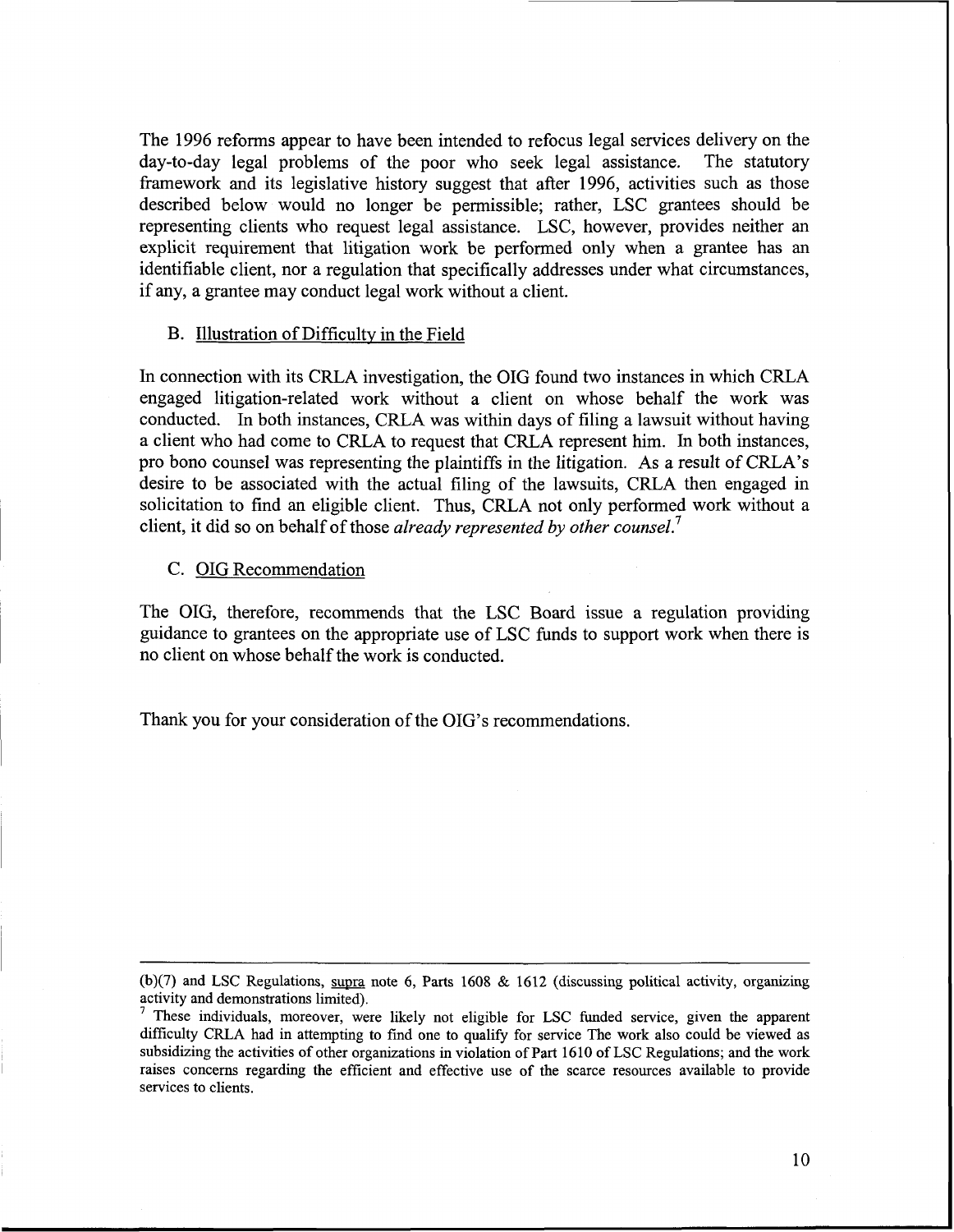The 1996 reforms appear to have been intended to refocus legal services delivery on the day-to-day legal problems of the poor who seek legal assistance. The statutory framework and its legislative history suggest that after 1996, activities such as those described below would no longer be permissible; rather, LSC grantees should be representing clients who request legal assistance. LSC, however, provides neither an explicit requirement that litigation work be performed only when a grantee has an identifiable client, nor a regulation that specifically addresses under what circumstances, if any, a grantee may conduct legal work without a client.

B. Illustration of Difficulty in the Field

In connection with its CRLA investigation, the OIG found two instances in which CRLA engaged litigation-related work without a client on whose behalf the work was conducted. In both instances, CRLA was within days of filing a lawsuit without having a client who had come to CRLA to request that CRLA represent him. In both instances, pro bono counsel was representing the plaintiffs in the litigation. As a result of CRLA's desire to be associated with the actual filing of the lawsuits, CRLA then engaged in solicitation to find an eligible client. Thus, CRLA not only performed work without a client, it did so on behalf of those *already represented by other counsel.*[7]

C. OIG Recommendation

The OIG, therefore, recommends that the LSC Board issue a regulation providing guidance to grantees on the appropriate use of LSC funds to support work when there is no client on whose behalf the work is conducted.

Thank you for your consideration of the OIG's recommendations.

---

(b)(7) and LSC Regulations, supra note 6, Parts 1608 & 1612 (discussing political activity, organizing activity and demonstrations limited).

[7] These individuals, moreover, were likely not eligible for LSC funded service, given the apparent difficulty CRLA had in attempting to find one to qualify for service The work also could be viewed as subsidizing the activities of other organizations in violation of Part 1610 of LSC Regulations; and the work raises concerns regarding the efficient and effective use of the scarce resources available to provide services to clients.